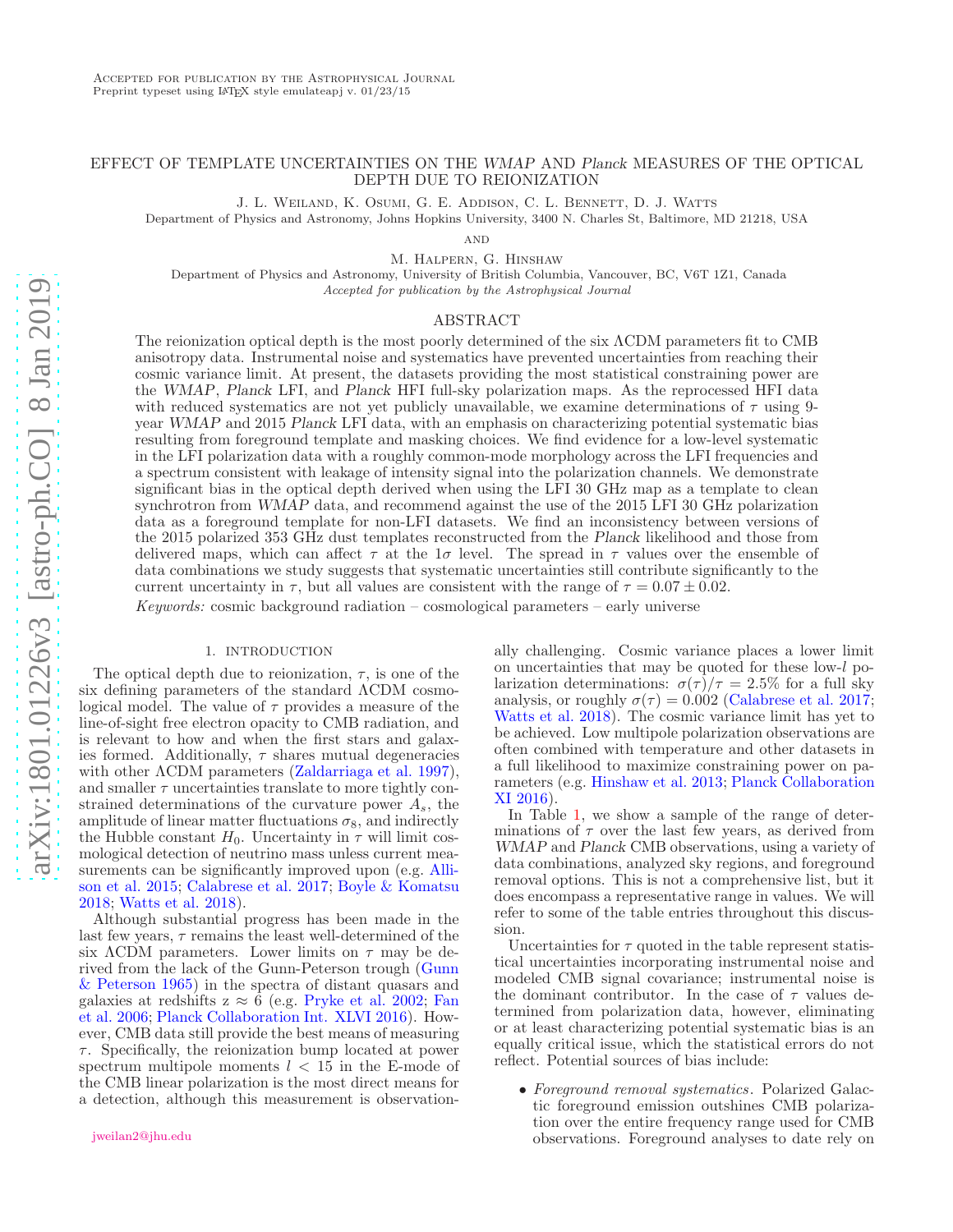Accepted for publication by the Astrophysical Journal
Preprint typeset using LaTeX style emulateapj v. 01/23/15

# EFFECT OF TEMPLATE UNCERTAINTIES ON THE *WMAP* AND *Planck* MEASURES OF THE OPTICAL DEPTH DUE TO REIONIZATION

J. L. Weiland, K. Osumi, G. E. Addison, C. L. Bennett, D. J. Watts

Department of Physics and Astronomy, Johns Hopkins University, 3400 N. Charles St, Baltimore, MD 21218, USA

and

M. Halpern, G. Hinshaw

Department of Physics and Astronomy, University of British Columbia, Vancouver, BC, V6T 1Z1, Canada

*Accepted for publication by the Astrophysical Journal*

## ABSTRACT

The reionization optical depth is the most poorly determined of the six ΛCDM parameters fit to CMB anisotropy data. Instrumental noise and systematics have prevented uncertainties from reaching their cosmic variance limit. At present, the datasets providing the most statistical constraining power are the *WMAP*, *Planck* LFI, and *Planck* HFI full-sky polarization maps. As the reprocessed HFI data with reduced systematics are not yet publicly unavailable, we examine determinations of $\tau$ using 9-year *WMAP* and 2015 *Planck* LFI data, with an emphasis on characterizing potential systematic bias resulting from foreground template and masking choices. We find evidence for a low-level systematic in the LFI polarization data with a roughly common-mode morphology across the LFI frequencies and a spectrum consistent with leakage of intensity signal into the polarization channels. We demonstrate significant bias in the optical depth derived when using the LFI 30 GHz map as a template to clean synchrotron from *WMAP* data, and recommend against the use of the 2015 LFI 30 GHz polarization data as a foreground template for non-LFI datasets. We find an inconsistency between versions of the 2015 polarized 353 GHz dust templates reconstructed from the *Planck* likelihood and those from delivered maps, which can affect $\tau$ at the $1\sigma$ level. The spread in $\tau$ values over the ensemble of data combinations we study suggests that systematic uncertainties still contribute significantly to the current uncertainty in $\tau$, but all values are consistent with the range of $\tau = 0.07 \pm 0.02$.

*Keywords:* cosmic background radiation – cosmological parameters – early universe

## 1. INTRODUCTION

The optical depth due to reionization, $\tau$, is one of the six defining parameters of the standard ΛCDM cosmological model. The value of $\tau$ provides a measure of the line-of-sight free electron opacity to CMB radiation, and is relevant to how and when the first stars and galaxies formed. Additionally, $\tau$ shares mutual degeneracies with other ΛCDM parameters (Zaldarriaga et al. 1997), and smaller $\tau$ uncertainties translate to more tightly constrained determinations of the curvature power $A_s$, the amplitude of linear matter fluctuations $\sigma_8$, and indirectly the Hubble constant $H_0$. Uncertainty in $\tau$ will limit cosmological detection of neutrino mass unless current measurements can be significantly improved upon (e.g. Allison et al. 2015; Calabrese et al. 2017; Boyle & Komatsu 2018; Watts et al. 2018).

Although substantial progress has been made in the last few years, $\tau$ remains the least well-determined of the six ΛCDM parameters. Lower limits on $\tau$ may be derived from the lack of the Gunn-Peterson trough (Gunn & Peterson 1965) in the spectra of distant quasars and galaxies at redshifts z ≈ 6 (e.g. Pryke et al. 2002; Fan et al. 2006; Planck Collaboration Int. XLVI 2016). However, CMB data still provide the best means of measuring $\tau$. Specifically, the reionization bump located at power spectrum multipole moments $l < 15$ in the E-mode of the CMB linear polarization is the most direct means for a detection, although this measurement is observationally challenging. Cosmic variance places a lower limit on uncertainties that may be quoted for these low-$l$ polarization determinations: $\sigma(\tau)/\tau = 2.5\%$ for a full sky analysis, or roughly $\sigma(\tau) = 0.002$ (Calabrese et al. 2017; Watts et al. 2018). The cosmic variance limit has yet to be achieved. Low multipole polarization observations are often combined with temperature and other datasets in a full likelihood to maximize constraining power on parameters (e.g. Hinshaw et al. 2013; Planck Collaboration XI 2016).

In Table 1, we show a sample of the range of determinations of $\tau$ over the last few years, as derived from *WMAP* and *Planck* CMB observations, using a variety of data combinations, analyzed sky regions, and foreground removal options. This is not a comprehensive list, but it does encompass a representative range in values. We will refer to some of the table entries throughout this discussion.

Uncertainties for $\tau$ quoted in the table represent statistical uncertainties incorporating instrumental noise and modeled CMB signal covariance; instrumental noise is the dominant contributor. In the case of $\tau$ values determined from polarization data, however, eliminating or at least characterizing potential systematic bias is an equally critical issue, which the statistical errors do not reflect. Potential sources of bias include:

- *Foreground removal systematics*. Polarized Galactic foreground emission outshines CMB polarization over the entire frequency range used for CMB observations. Foreground analyses to date rely on

jweilan2@jhu.edu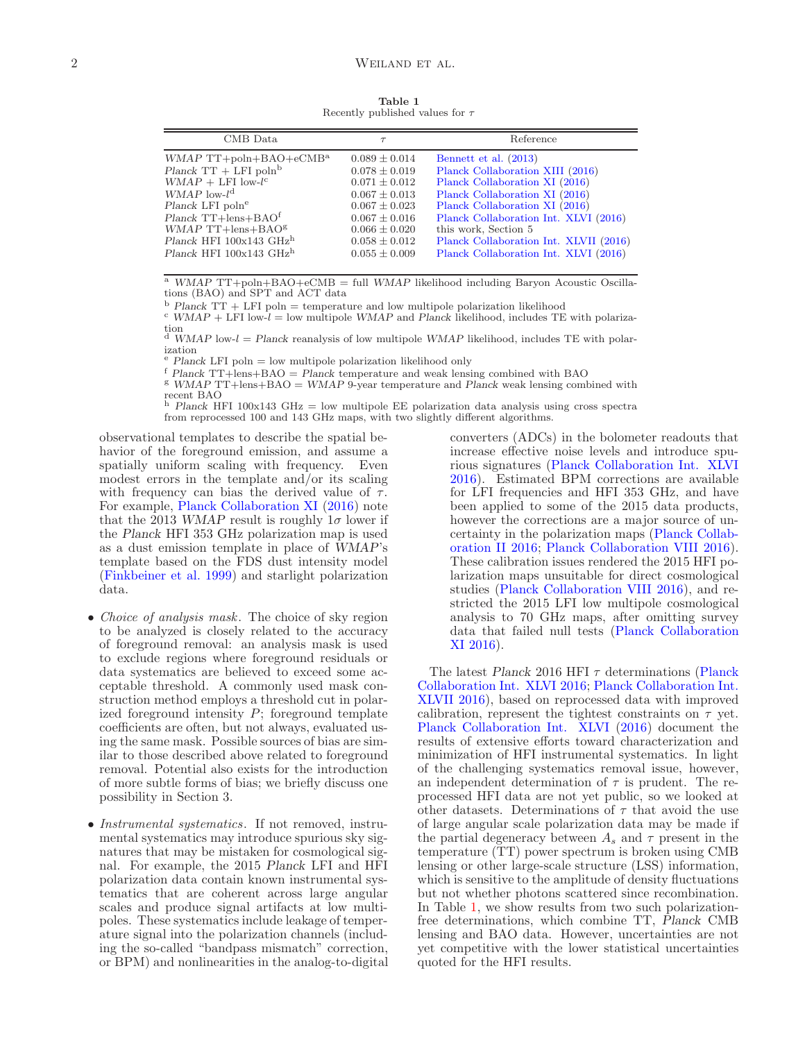**Table 1**
Recently published values for $\tau$

| CMB Data | $\tau$ | Reference |
|---|---|---|
| *WMAP* TT+poln+BAO+eCMB[a] | $0.089 \pm 0.014$ | Bennett et al. (2013) |
| *Planck* TT + LFI poln[b] | $0.078 \pm 0.019$ | Planck Collaboration XIII (2016) |
| *WMAP* + LFI low-$\ell$[c] | $0.071 \pm 0.012$ | Planck Collaboration XI (2016) |
| *WMAP* low-$\ell$[d] | $0.067 \pm 0.013$ | Planck Collaboration XI (2016) |
| *Planck* LFI poln[e] | $0.067 \pm 0.023$ | Planck Collaboration XI (2016) |
| *Planck* TT+lens+BAO[f] | $0.067 \pm 0.016$ | Planck Collaboration Int. XLVI (2016) |
| *WMAP* TT+lens+BAO[g] | $0.066 \pm 0.020$ | this work, Section 5 |
| *Planck* HFI 100x143 GHz[h] | $0.058 \pm 0.012$ | Planck Collaboration Int. XLVII (2016) |
| *Planck* HFI 100x143 GHz[h] | $0.055 \pm 0.009$ | Planck Collaboration Int. XLVI (2016) |

[a] *WMAP* TT+poln+BAO+eCMB = full *WMAP* likelihood including Baryon Acoustic Oscillations (BAO) and SPT and ACT data
[b] *Planck* TT + LFI poln = temperature and low multipole polarization likelihood
[c] *WMAP* + LFI low-$l$ = low multipole *WMAP* and *Planck* likelihood, includes TE with polarization
[d] *WMAP* low-$l$ = *Planck* reanalysis of low multipole *WMAP* likelihood, includes TE with polarization
[e] *Planck* LFI poln = low multipole polarization likelihood only
[f] *Planck* TT+lens+BAO = *Planck* temperature and weak lensing combined with BAO
[g] *WMAP* TT+lens+BAO = *WMAP* 9-year temperature and *Planck* weak lensing combined with recent BAO
[h] *Planck* HFI 100x143 GHz = low multipole EE polarization data analysis using cross spectra from reprocessed 100 and 143 GHz maps, with two slightly different algorithms.

observational templates to describe the spatial behavior of the foreground emission, and assume a spatially uniform scaling with frequency. Even modest errors in the template and/or its scaling with frequency can bias the derived value of $\tau$. For example, Planck Collaboration XI (2016) note that the 2013 *WMAP* result is roughly $1\sigma$ lower if the *Planck* HFI 353 GHz polarization map is used as a dust emission template in place of *WMAP*'s template based on the FDS dust intensity model (Finkbeiner et al. 1999) and starlight polarization data.

- *Choice of analysis mask*. The choice of sky region to be analyzed is closely related to the accuracy of foreground removal: an analysis mask is used to exclude regions where foreground residuals or data systematics are believed to exceed some acceptable threshold. A commonly used mask construction method employs a threshold cut in polarized foreground intensity $P$; foreground template coefficients are often, but not always, evaluated using the same mask. Possible sources of bias are similar to those described above related to foreground removal. Potential also exists for the introduction of more subtle forms of bias; we briefly discuss one possibility in Section 3.

- *Instrumental systematics*. If not removed, instrumental systematics may introduce spurious sky signatures that may be mistaken for cosmological signal. For example, the 2015 *Planck* LFI and HFI polarization data contain known instrumental systematics that are coherent across large angular scales and produce signal artifacts at low multipoles. These systematics include leakage of temperature signal into the polarization channels (including the so-called "bandpass mismatch" correction, or BPM) and nonlinearities in the analog-to-digital converters (ADCs) in the bolometer readouts that increase effective noise levels and introduce spurious signatures (Planck Collaboration Int. XLVI 2016). Estimated BPM corrections are available for LFI frequencies and HFI 353 GHz, and have been applied to some of the 2015 data products, however the corrections are a major source of uncertainty in the polarization maps (Planck Collaboration II 2016; Planck Collaboration VIII 2016). These calibration issues rendered the 2015 HFI polarization maps unsuitable for direct cosmological studies (Planck Collaboration VIII 2016), and restricted the 2015 LFI low multipole cosmological analysis to 70 GHz maps, after omitting survey data that failed null tests (Planck Collaboration XI 2016).

The latest *Planck* 2016 HFI $\tau$ determinations (Planck Collaboration Int. XLVI 2016; Planck Collaboration Int. XLVII 2016), based on reprocessed data with improved calibration, represent the tightest constraints on $\tau$ yet. Planck Collaboration Int. XLVI (2016) document the results of extensive efforts toward characterization and minimization of HFI instrumental systematics. In light of the challenging systematics removal issue, however, an independent determination of $\tau$ is prudent. The reprocessed HFI data are not yet public, so we looked at other datasets. Determinations of $\tau$ that avoid the use of large angular scale polarization data may be made if the partial degeneracy between $A_s$ and $\tau$ present in the temperature (TT) power spectrum is broken using CMB lensing or other large-scale structure (LSS) information, which is sensitive to the amplitude of density fluctuations but not whether photons scattered since recombination. In Table 1, we show results from two such polarization-free determinations, which combine TT, *Planck* CMB lensing and BAO data. However, uncertainties are not yet competitive with the lower statistical uncertainties quoted for the HFI results.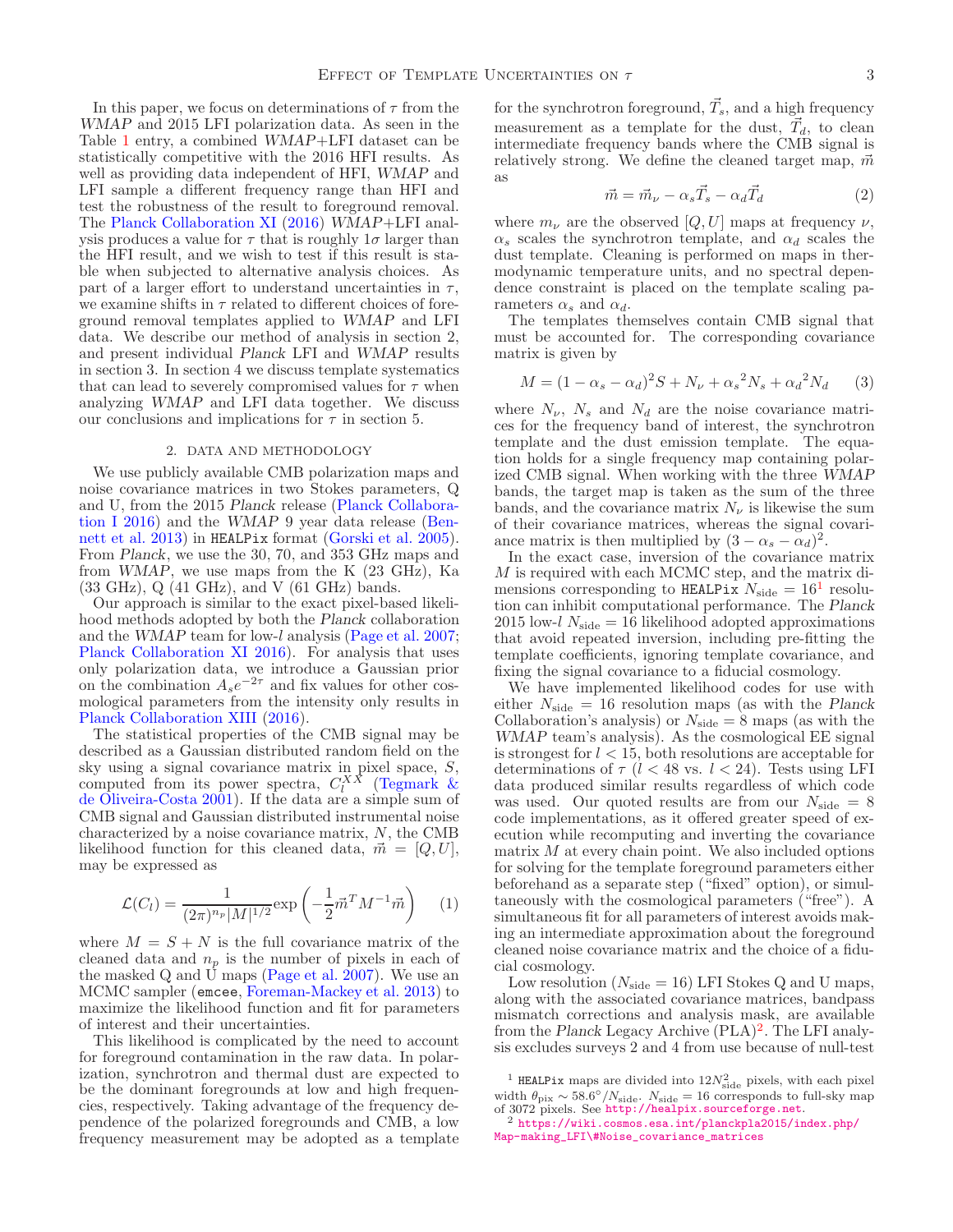In this paper, we focus on determinations of $\tau$ from the *WMAP* and 2015 LFI polarization data. As seen in the Table 1 entry, a combined *WMAP*+LFI dataset can be statistically competitive with the 2016 HFI results. As well as providing data independent of HFI, *WMAP* and LFI sample a different frequency range than HFI and test the robustness of the result to foreground removal. The Planck Collaboration XI (2016) *WMAP*+LFI analysis produces a value for $\tau$ that is roughly $1\sigma$ larger than the HFI result, and we wish to test if this result is stable when subjected to alternative analysis choices. As part of a larger effort to understand uncertainties in $\tau$, we examine shifts in $\tau$ related to different choices of foreground removal templates applied to *WMAP* and LFI data. We describe our method of analysis in section 2, and present individual *Planck* LFI and *WMAP* results in section 3. In section 4 we discuss template systematics that can lead to severely compromised values for $\tau$ when analyzing *WMAP* and LFI data together. We discuss our conclusions and implications for $\tau$ in section 5.

## 2. DATA AND METHODOLOGY

We use publicly available CMB polarization maps and noise covariance matrices in two Stokes parameters, Q and U, from the 2015 *Planck* release (Planck Collaboration I 2016) and the *WMAP* 9 year data release (Bennett et al. 2013) in HEALPix format (Gorski et al. 2005). From *Planck*, we use the 30, 70, and 353 GHz maps and from *WMAP*, we use maps from the K (23 GHz), Ka (33 GHz), Q (41 GHz), and V (61 GHz) bands.

Our approach is similar to the exact pixel-based likelihood methods adopted by both the *Planck* collaboration and the *WMAP* team for low-$l$ analysis (Page et al. 2007; Planck Collaboration XI 2016). For analysis that uses only polarization data, we introduce a Gaussian prior on the combination $A_s e^{-2\tau}$ and fix values for other cosmological parameters from the intensity only results in Planck Collaboration XIII (2016).

The statistical properties of the CMB signal may be described as a Gaussian distributed random field on the sky using a signal covariance matrix in pixel space, $S$, computed from its power spectra, $C_l^{XX}$ (Tegmark & de Oliveira-Costa 2001). If the data are a simple sum of CMB signal and Gaussian distributed instrumental noise characterized by a noise covariance matrix, $N$, the CMB likelihood function for this cleaned data, $\vec{m} = [Q, U]$, may be expressed as

$$\mathcal{L}(C_l) = \frac{1}{(2\pi)^{n_p}|M|^{1/2}} \exp\left(-\frac{1}{2}\vec{m}^T M^{-1}\vec{m}\right) \quad (1)$$

where $M = S + N$ is the full covariance matrix of the cleaned data and $n_p$ is the number of pixels in each of the masked Q and U maps (Page et al. 2007). We use an MCMC sampler (emcee, Foreman-Mackey et al. 2013) to maximize the likelihood function and fit for parameters of interest and their uncertainties.

This likelihood is complicated by the need to account for foreground contamination in the raw data. In polarization, synchrotron and thermal dust are expected to be the dominant foregrounds at low and high frequencies, respectively. Taking advantage of the frequency dependence of the polarized foregrounds and CMB, a low frequency measurement may be adopted as a template for the synchrotron foreground, $\vec{T}_s$, and a high frequency measurement as a template for the dust, $\vec{T}_d$, to clean intermediate frequency bands where the CMB signal is relatively strong. We define the cleaned target map, $\vec{m}$ as

$$\vec{m} = \vec{m}_\nu - \alpha_s\vec{T}_s - \alpha_d\vec{T}_d \quad (2)$$

where $m_\nu$ are the observed $[Q, U]$ maps at frequency $\nu$, $\alpha_s$ scales the synchrotron template, and $\alpha_d$ scales the dust template. Cleaning is performed on maps in thermodynamic temperature units, and no spectral dependence constraint is placed on the template scaling parameters $\alpha_s$ and $\alpha_d$.

The templates themselves contain CMB signal that must be accounted for. The corresponding covariance matrix is given by

$$M = (1 - \alpha_s - \alpha_d)^2 S + N_\nu + {\alpha_s}^2 N_s + {\alpha_d}^2 N_d \quad (3)$$

where $N_\nu$, $N_s$ and $N_d$ are the noise covariance matrices for the frequency band of interest, the synchrotron template and the dust emission template. The equation holds for a single frequency map containing polarized CMB signal. When working with the three *WMAP* bands, the target map is taken as the sum of the three bands, and the covariance matrix $N_\nu$ is likewise the sum of their covariance matrices, whereas the signal covariance matrix is then multiplied by $(3 - \alpha_s - \alpha_d)^2$.

In the exact case, inversion of the covariance matrix $M$ is required with each MCMC step, and the matrix dimensions corresponding to HEALPix $N_{\rm side} = 16$[1] resolution can inhibit computational performance. The *Planck* 2015 low-$l$ $N_{\rm side} = 16$ likelihood adopted approximations that avoid repeated inversion, including pre-fitting the template coefficients, ignoring template covariance, and fixing the signal covariance to a fiducial cosmology.

We have implemented likelihood codes for use with either $N_{\rm side} = 16$ resolution maps (as with the *Planck* Collaboration's analysis) or $N_{\rm side} = 8$ maps (as with the *WMAP* team's analysis). As the cosmological EE signal is strongest for $l < 15$, both resolutions are acceptable for determinations of $\tau$ ($l < 48$ vs. $l < 24$). Tests using LFI data produced similar results regardless of which code was used. Our quoted results are from our $N_{\rm side} = 8$ code implementations, as it offered greater speed of execution while recomputing and inverting the covariance matrix $M$ at every chain point. We also included options for solving for the template foreground parameters either beforehand as a separate step ("fixed" option), or simultaneously with the cosmological parameters ("free"). A simultaneous fit for all parameters of interest avoids making an intermediate approximation about the foreground cleaned noise covariance matrix and the choice of a fiducial cosmology.

Low resolution ($N_{\rm side} = 16$) LFI Stokes Q and U maps, along with the associated covariance matrices, bandpass mismatch corrections and analysis mask, are available from the *Planck* Legacy Archive (PLA)[2]. The LFI analysis excludes surveys 2 and 4 from use because of null-test

[1] HEALPix maps are divided into $12N_{\rm side}^2$ pixels, with each pixel width $\theta_{\rm pix} \sim 58.6°/N_{\rm side}$. $N_{\rm side} = 16$ corresponds to full-sky map of 3072 pixels. See http://healpix.sourceforge.net.

[2] https://wiki.cosmos.esa.int/planckpla2015/index.php/Map-making_LFI\#Noise_covariance_matrices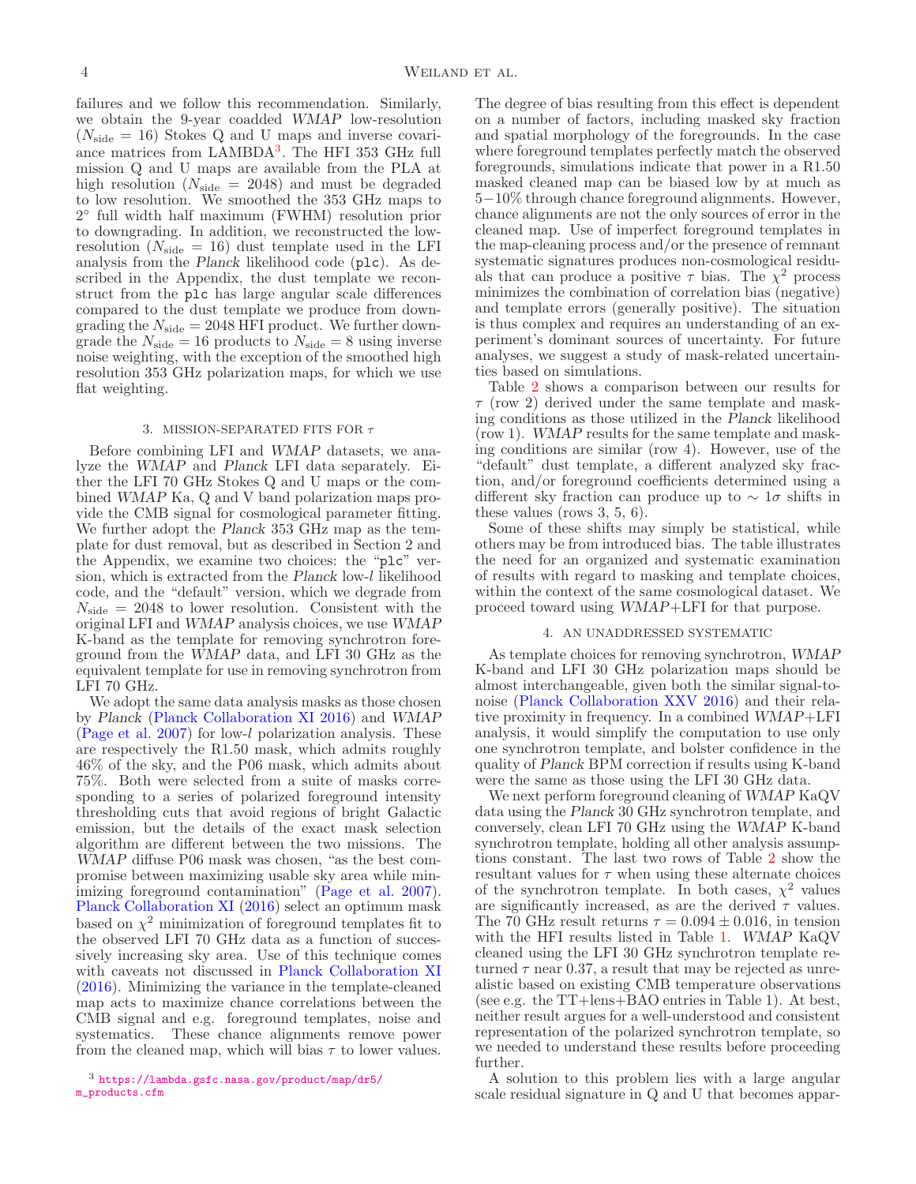failures and we follow this recommendation. Similarly, we obtain the 9-year coadded *WMAP* low-resolution ($N_{\rm side} = 16$) Stokes Q and U maps and inverse covariance matrices from LAMBDA[3]. The HFI 353 GHz full mission Q and U maps are available from the PLA at high resolution ($N_{\rm side} = 2048$) and must be degraded to low resolution. We smoothed the 353 GHz maps to 2° full width half maximum (FWHM) resolution prior to downgrading. In addition, we reconstructed the low-resolution ($N_{\rm side} = 16$) dust template used in the LFI analysis from the *Planck* likelihood code (`plc`). As described in the Appendix, the dust template we reconstruct from the `plc` has large angular scale differences compared to the dust template we produce from downgrading the $N_{\rm side} = 2048$ HFI product. We further downgrade the $N_{\rm side} = 16$ products to $N_{\rm side} = 8$ using inverse noise weighting, with the exception of the smoothed high resolution 353 GHz polarization maps, for which we use flat weighting.

## 3. MISSION-SEPARATED FITS FOR $\tau$

Before combining LFI and *WMAP* datasets, we analyze the *WMAP* and *Planck* LFI data separately. Either the LFI 70 GHz Stokes Q and U maps or the combined *WMAP* Ka, Q and V band polarization maps provide the CMB signal for cosmological parameter fitting. We further adopt the *Planck* 353 GHz map as the template for dust removal, but as described in Section 2 and the Appendix, we examine two choices: the "`plc`" version, which is extracted from the *Planck* low-$l$ likelihood code, and the "default" version, which we degrade from $N_{\rm side} = 2048$ to lower resolution. Consistent with the original LFI and *WMAP* analysis choices, we use *WMAP* K-band as the template for removing synchrotron foreground from the *WMAP* data, and LFI 30 GHz as the equivalent template for use in removing synchrotron from LFI 70 GHz.

We adopt the same data analysis masks as those chosen by *Planck* (Planck Collaboration XI 2016) and *WMAP* (Page et al. 2007) for low-$l$ polarization analysis. These are respectively the R1.50 mask, which admits roughly 46% of the sky, and the P06 mask, which admits about 75%. Both were selected from a suite of masks corresponding to a series of polarized foreground intensity thresholding cuts that avoid regions of bright Galactic emission, but the details of the exact mask selection algorithm are different between the two missions. The *WMAP* diffuse P06 mask was chosen, "as the best compromise between maximizing usable sky area while minimizing foreground contamination" (Page et al. 2007). Planck Collaboration XI (2016) select an optimum mask based on $\chi^2$ minimization of foreground templates fit to the observed LFI 70 GHz data as a function of successively increasing sky area. Use of this technique comes with caveats not discussed in Planck Collaboration XI (2016). Minimizing the variance in the template-cleaned map acts to maximize chance correlations between the CMB signal and e.g. foreground templates, noise and systematics. These chance alignments remove power from the cleaned map, which will bias $\tau$ to lower values. The degree of bias resulting from this effect is dependent on a number of factors, including masked sky fraction and spatial morphology of the foregrounds. In the case where foreground templates perfectly match the observed foregrounds, simulations indicate that power in a R1.50 masked cleaned map can be biased low by at much as 5−10% through chance foreground alignments. However, chance alignments are not the only sources of error in the cleaned map. Use of imperfect foreground templates in the map-cleaning process and/or the presence of remnant systematic signatures produces non-cosmological residuals that can produce a positive $\tau$ bias. The $\chi^2$ process minimizes the combination of correlation bias (negative) and template errors (generally positive). The situation is thus complex and requires an understanding of an experiment's dominant sources of uncertainty. For future analyses, we suggest a study of mask-related uncertainties based on simulations.

Table 2 shows a comparison between our results for $\tau$ (row 2) derived under the same template and masking conditions as those utilized in the *Planck* likelihood (row 1). *WMAP* results for the same template and masking conditions are similar (row 4). However, use of the "default" dust template, a different analyzed sky fraction, and/or foreground coefficients determined using a different sky fraction can produce up to $\sim 1\sigma$ shifts in these values (rows 3, 5, 6).

Some of these shifts may simply be statistical, while others may be from introduced bias. The table illustrates the need for an organized and systematic examination of results with regard to masking and template choices, within the context of the same cosmological dataset. We proceed toward using *WMAP*+LFI for that purpose.

## 4. AN UNADDRESSED SYSTEMATIC

As template choices for removing synchrotron, *WMAP* K-band and LFI 30 GHz polarization maps should be almost interchangeable, given both the similar signal-to-noise (Planck Collaboration XXV 2016) and their relative proximity in frequency. In a combined *WMAP*+LFI analysis, it would simplify the computation to use only one synchrotron template, and bolster confidence in the quality of *Planck* BPM correction if results using K-band were the same as those using the LFI 30 GHz data.

We next perform foreground cleaning of *WMAP* KaQV data using the *Planck* 30 GHz synchrotron template, and conversely, clean LFI 70 GHz using the *WMAP* K-band synchrotron template, holding all other analysis assumptions constant. The last two rows of Table 2 show the resultant values for $\tau$ when using these alternate choices of the synchrotron template. In both cases, $\chi^2$ values are significantly increased, as are the derived $\tau$ values. The 70 GHz result returns $\tau = 0.094 \pm 0.016$, in tension with the HFI results listed in Table 1. *WMAP* KaQV cleaned using the LFI 30 GHz synchrotron template returned $\tau$ near 0.37, a result that may be rejected as unrealistic based on existing CMB temperature observations (see e.g. the TT+lens+BAO entries in Table 1). At best, neither result argues for a well-understood and consistent representation of the polarized synchrotron template, so we needed to understand these results before proceeding further.

A solution to this problem lies with a large angular scale residual signature in Q and U that becomes appar-

[3] https://lambda.gsfc.nasa.gov/product/map/dr5/m_products.cfm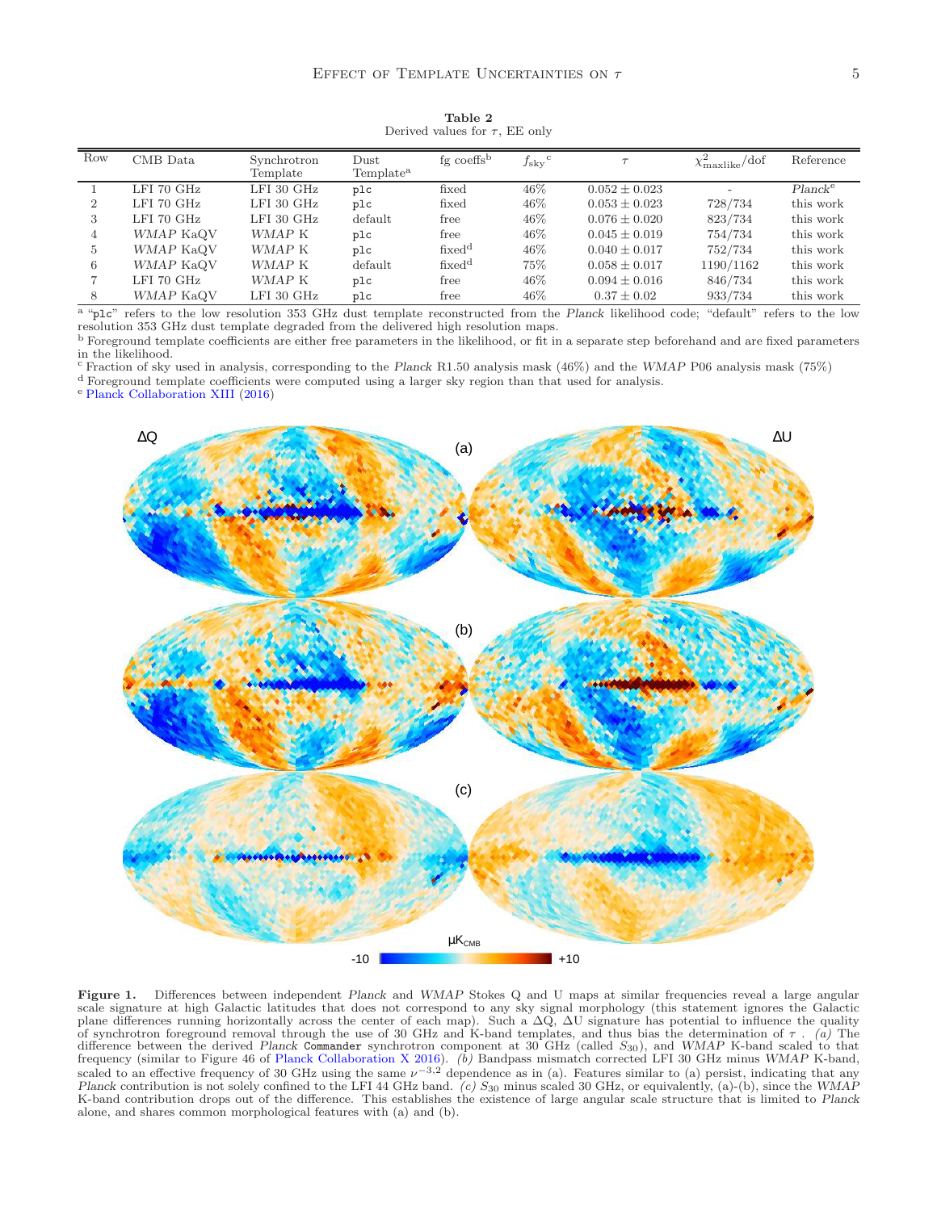**Table 2**
Derived values for $\tau$, EE only

| Row | CMB Data | Synchrotron Template | Dust Template[a] | fg coeffs[b] | $f_{\rm sky}$[c] | $\tau$ | $\chi^2_{\rm maxlike}$/dof | Reference |
|---|---|---|---|---|---|---|---|---|
| 1 | LFI 70 GHz | LFI 30 GHz | `plc` | fixed | 46% | $0.052 \pm 0.023$ | - | *Planck*[e] |
| 2 | LFI 70 GHz | LFI 30 GHz | `plc` | fixed | 46% | $0.053 \pm 0.023$ | 728/734 | this work |
| 3 | LFI 70 GHz | LFI 30 GHz | default | free | 46% | $0.076 \pm 0.020$ | 823/734 | this work |
| 4 | *WMAP* KaQV | *WMAP* K | `plc` | free | 46% | $0.045 \pm 0.019$ | 754/734 | this work |
| 5 | *WMAP* KaQV | *WMAP* K | `plc` | fixed[d] | 46% | $0.040 \pm 0.017$ | 752/734 | this work |
| 6 | *WMAP* KaQV | *WMAP* K | default | fixed[d] | 75% | $0.058 \pm 0.017$ | 1190/1162 | this work |
| 7 | LFI 70 GHz | *WMAP* K | `plc` | free | 46% | $0.094 \pm 0.016$ | 846/734 | this work |
| 8 | *WMAP* KaQV | LFI 30 GHz | `plc` | free | 46% | $0.37 \pm 0.02$ | 933/734 | this work |

[a] "`plc`" refers to the low resolution 353 GHz dust template reconstructed from the *Planck* likelihood code; "default" refers to the low resolution 353 GHz dust template degraded from the delivered high resolution maps.
[b] Foreground template coefficients are either free parameters in the likelihood, or fit in a separate step beforehand and are fixed parameters in the likelihood.
[c] Fraction of sky used in analysis, corresponding to the *Planck* R1.50 analysis mask (46%) and the *WMAP* P06 analysis mask (75%)
[d] Foreground template coefficients were computed using a larger sky region than that used for analysis.
[e] Planck Collaboration XIII (2016)

**Figure 1.** Differences between independent *Planck* and *WMAP* Stokes Q and U maps at similar frequencies reveal a large angular scale signature at high Galactic latitudes that does not correspond to any sky signal morphology (this statement ignores the Galactic plane differences running horizontally across the center of each map). Such a $\Delta Q$, $\Delta U$ signature has potential to influence the quality of synchrotron foreground removal through the use of 30 GHz and K-band templates, and thus bias the determination of $\tau$ . *(a)* The difference between the derived *Planck* `Commander` synchrotron component at 30 GHz (called $S_{30}$), and *WMAP* K-band scaled to that frequency (similar to Figure 46 of Planck Collaboration X 2016). *(b)* Bandpass mismatch corrected LFI 30 GHz minus *WMAP* K-band, scaled to an effective frequency of 30 GHz using the same $\nu^{-3.2}$ dependence as in (a). Features similar to (a) persist, indicating that any *Planck* contribution is not solely confined to the LFI 44 GHz band. *(c)* $S_{30}$ minus scaled 30 GHz, or equivalently, (a)-(b), since the *WMAP* K-band contribution drops out of the difference. This establishes the existence of large angular scale structure that is limited to *Planck* alone, and shares common morphological features with (a) and (b).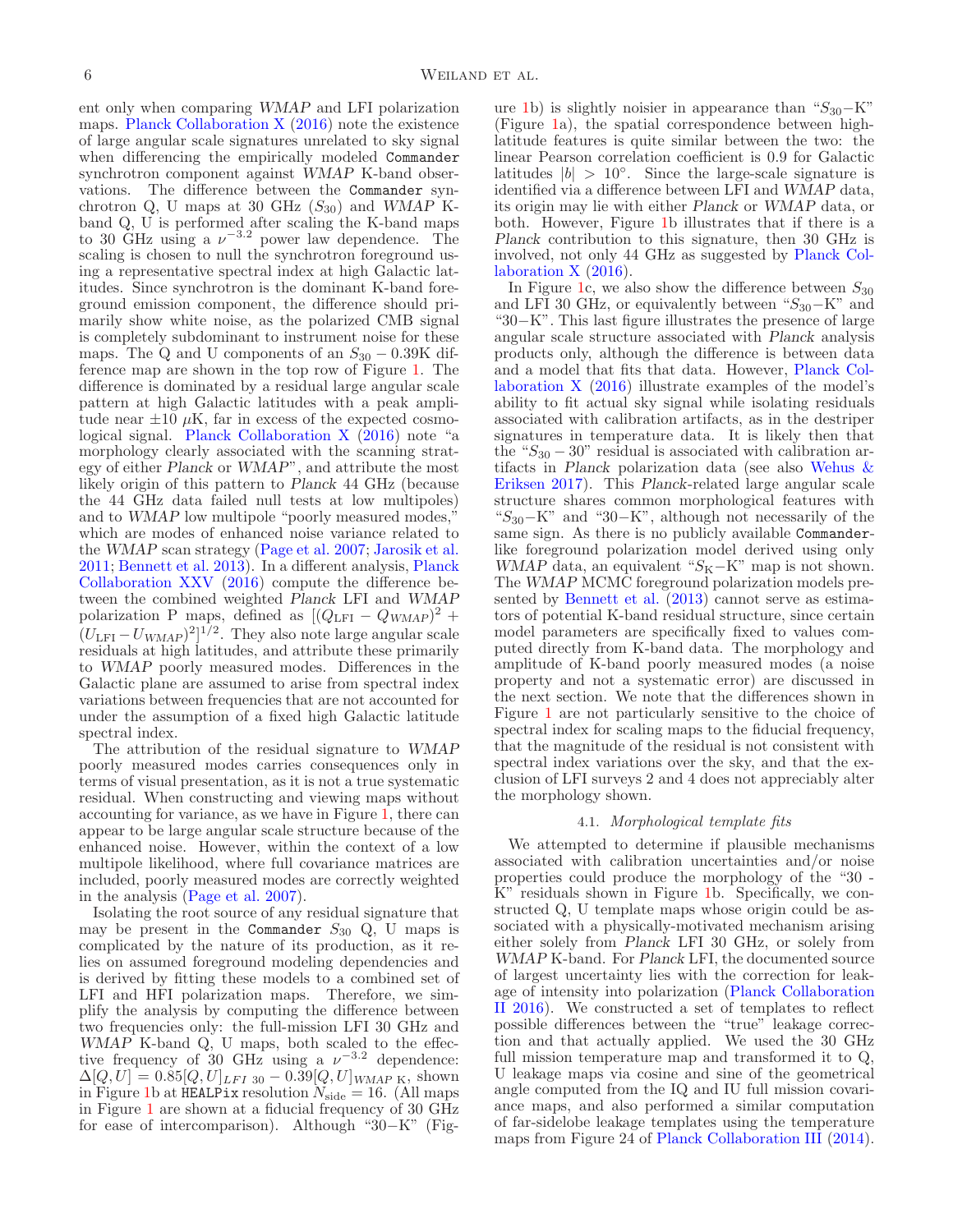ent only when comparing *WMAP* and LFI polarization maps. Planck Collaboration X (2016) note the existence of large angular scale signatures unrelated to sky signal when differencing the empirically modeled Commander synchrotron component against *WMAP* K-band observations. The difference between the Commander synchrotron Q, U maps at 30 GHz ($S_{30}$) and *WMAP* K-band Q, U is performed after scaling the K-band maps to 30 GHz using a $\nu^{-3.2}$ power law dependence. The scaling is chosen to null the synchrotron foreground using a representative spectral index at high Galactic latitudes. Since synchrotron is the dominant K-band foreground emission component, the difference should primarily show white noise, as the polarized CMB signal is completely subdominant to instrument noise for these maps. The Q and U components of an $S_{30} - 0.39$K difference map are shown in the top row of Figure 1. The difference is dominated by a residual large angular scale pattern at high Galactic latitudes with a peak amplitude near $\pm 10$ $\mu$K, far in excess of the expected cosmological signal. Planck Collaboration X (2016) note "a morphology clearly associated with the scanning strategy of either *Planck* or *WMAP*", and attribute the most likely origin of this pattern to *Planck* 44 GHz (because the 44 GHz data failed null tests at low multipoles) and to *WMAP* low multipole "poorly measured modes," which are modes of enhanced noise variance related to the *WMAP* scan strategy (Page et al. 2007; Jarosik et al. 2011; Bennett et al. 2013). In a different analysis, Planck Collaboration XXV (2016) compute the difference between the combined weighted *Planck* LFI and *WMAP* polarization P maps, defined as $[(Q_{\rm LFI} - Q_{WMAP})^2 + (U_{\rm LFI} - U_{WMAP})^2]^{1/2}$. They also note large angular scale residuals at high latitudes, and attribute these primarily to *WMAP* poorly measured modes. Differences in the Galactic plane are assumed to arise from spectral index variations between frequencies that are not accounted for under the assumption of a fixed high Galactic latitude spectral index.

The attribution of the residual signature to *WMAP* poorly measured modes carries consequences only in terms of visual presentation, as it is not a true systematic residual. When constructing and viewing maps without accounting for variance, as we have in Figure 1, there can appear to be large angular scale structure because of the enhanced noise. However, within the context of a low multipole likelihood, where full covariance matrices are included, poorly measured modes are correctly weighted in the analysis (Page et al. 2007).

Isolating the root source of any residual signature that may be present in the Commander $S_{30}$ Q, U maps is complicated by the nature of its production, as it relies on assumed foreground modeling dependencies and is derived by fitting these models to a combined set of LFI and HFI polarization maps. Therefore, we simplify the analysis by computing the difference between two frequencies only: the full-mission LFI 30 GHz and *WMAP* K-band Q, U maps, both scaled to the effective frequency of 30 GHz using a $\nu^{-3.2}$ dependence: $\Delta[Q, U] = 0.85[Q, U]_{LFI\ 30} - 0.39[Q, U]_{WMAP\ \rm K}$, shown in Figure 1b at HEALPix resolution $N_{\rm side} = 16$. (All maps in Figure 1 are shown at a fiducial frequency of 30 GHz for ease of intercomparison). Although "30−K" (Figure 1b) is slightly noisier in appearance than "$S_{30}$−K" (Figure 1a), the spatial correspondence between high-latitude features is quite similar between the two: the linear Pearson correlation coefficient is 0.9 for Galactic latitudes $|b| > 10°$. Since the large-scale signature is identified via a difference between LFI and *WMAP* data, its origin may lie with either *Planck* or *WMAP* data, or both. However, Figure 1b illustrates that if there is a *Planck* contribution to this signature, then 30 GHz is involved, not only 44 GHz as suggested by Planck Collaboration X (2016).

In Figure 1c, we also show the difference between $S_{30}$ and LFI 30 GHz, or equivalently between "$S_{30}$−K" and "30−K". This last figure illustrates the presence of large angular scale structure associated with *Planck* analysis products only, although the difference is between data and a model that fits that data. However, Planck Collaboration X (2016) illustrate examples of the model's ability to fit actual sky signal while isolating residuals associated with calibration artifacts, as in the destriper signatures in temperature data. It is likely then that the "$S_{30} - 30$" residual is associated with calibration artifacts in *Planck* polarization data (see also Wehus & Eriksen 2017). This *Planck*-related large angular scale structure shares common morphological features with "$S_{30}$−K" and "30−K", although not necessarily of the same sign. As there is no publicly available Commander-like foreground polarization model derived using only *WMAP* data, an equivalent "$S_{\rm K}$−K" map is not shown. The *WMAP* MCMC foreground polarization models presented by Bennett et al. (2013) cannot serve as estimators of potential K-band residual structure, since certain model parameters are specifically fixed to values computed directly from K-band data. The morphology and amplitude of K-band poorly measured modes (a noise property and not a systematic error) are discussed in the next section. We note that the differences shown in Figure 1 are not particularly sensitive to the choice of spectral index for scaling maps to the fiducial frequency, that the magnitude of the residual is not consistent with spectral index variations over the sky, and that the exclusion of LFI surveys 2 and 4 does not appreciably alter the morphology shown.

### 4.1. *Morphological template fits*

We attempted to determine if plausible mechanisms associated with calibration uncertainties and/or noise properties could produce the morphology of the "30 - K" residuals shown in Figure 1b. Specifically, we constructed Q, U template maps whose origin could be associated with a physically-motivated mechanism arising either solely from *Planck* LFI 30 GHz, or solely from *WMAP* K-band. For *Planck* LFI, the documented source of largest uncertainty lies with the correction for leakage of intensity into polarization (Planck Collaboration II 2016). We constructed a set of templates to reflect possible differences between the "true" leakage correction and that actually applied. We used the 30 GHz full mission temperature map and transformed it to Q, U leakage maps via cosine and sine of the geometrical angle computed from the IQ and IU full mission covariance maps, and also performed a similar computation of far-sidelobe leakage templates using the temperature maps from Figure 24 of Planck Collaboration III (2014).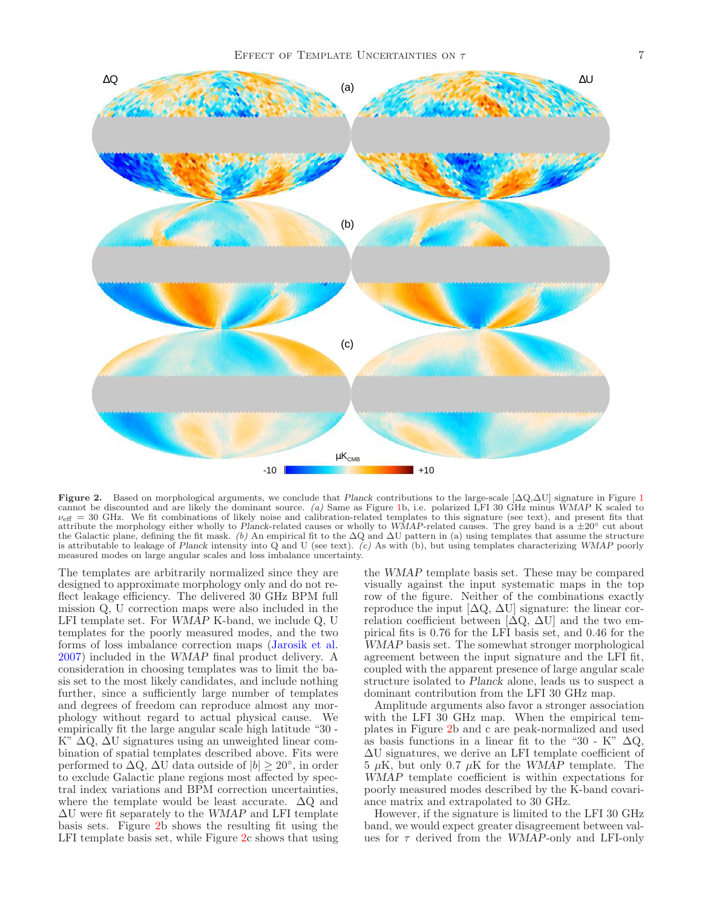**Figure 2.** Based on morphological arguments, we conclude that *Planck* contributions to the large-scale [$\Delta$Q,$\Delta$U] signature in Figure 1 cannot be discounted and are likely the dominant source. *(a)* Same as Figure 1b, i.e. polarized LFI 30 GHz minus *WMAP* K scaled to $\nu_{\rm eff}$ = 30 GHz. We fit combinations of likely noise and calibration-related templates to this signature (see text), and present fits that attribute the morphology either wholly to *Planck*-related causes or wholly to *WMAP*-related causes. The grey band is a $\pm 20°$ cut about the Galactic plane, defining the fit mask. *(b)* An empirical fit to the $\Delta$Q and $\Delta$U pattern in (a) using templates that assume the structure is attributable to leakage of *Planck* intensity into Q and U (see text). *(c)* As with (b), but using templates characterizing *WMAP* poorly measured modes on large angular scales and loss imbalance uncertainty.

The templates are arbitrarily normalized since they are designed to approximate morphology only and do not reflect leakage efficiency. The delivered 30 GHz BPM full mission Q, U correction maps were also included in the LFI template set. For *WMAP* K-band, we include Q, U templates for the poorly measured modes, and the two forms of loss imbalance correction maps (Jarosik et al. 2007) included in the *WMAP* final product delivery. A consideration in choosing templates was to limit the basis set to the most likely candidates, and include nothing further, since a sufficiently large number of templates and degrees of freedom can reproduce almost any morphology without regard to actual physical cause. We empirically fit the large angular scale high latitude "30 - K" $\Delta$Q, $\Delta$U signatures using an unweighted linear combination of spatial templates described above. Fits were performed to $\Delta$Q, $\Delta$U data outside of $|b| \geq 20°$, in order to exclude Galactic plane regions most affected by spectral index variations and BPM correction uncertainties, where the template would be least accurate. $\Delta$Q and $\Delta$U were fit separately to the *WMAP* and LFI template basis sets. Figure 2b shows the resulting fit using the LFI template basis set, while Figure 2c shows that using the *WMAP* template basis set. These may be compared visually against the input systematic maps in the top row of the figure. Neither of the combinations exactly reproduce the input [$\Delta$Q, $\Delta$U] signature: the linear correlation coefficient between [$\Delta$Q, $\Delta$U] and the two empirical fits is 0.76 for the LFI basis set, and 0.46 for the *WMAP* basis set. The somewhat stronger morphological agreement between the input signature and the LFI fit, coupled with the apparent presence of large angular scale structure isolated to *Planck* alone, leads us to suspect a dominant contribution from the LFI 30 GHz map.

Amplitude arguments also favor a stronger association with the LFI 30 GHz map. When the empirical templates in Figure 2b and c are peak-normalized and used as basis functions in a linear fit to the "30 - K" $\Delta$Q, $\Delta$U signatures, we derive an LFI template coefficient of 5 $\mu$K, but only 0.7 $\mu$K for the *WMAP* template. The *WMAP* template coefficient is within expectations for poorly measured modes described by the K-band covariance matrix and extrapolated to 30 GHz.

However, if the signature is limited to the LFI 30 GHz band, we would expect greater disagreement between values for $\tau$ derived from the *WMAP*-only and LFI-only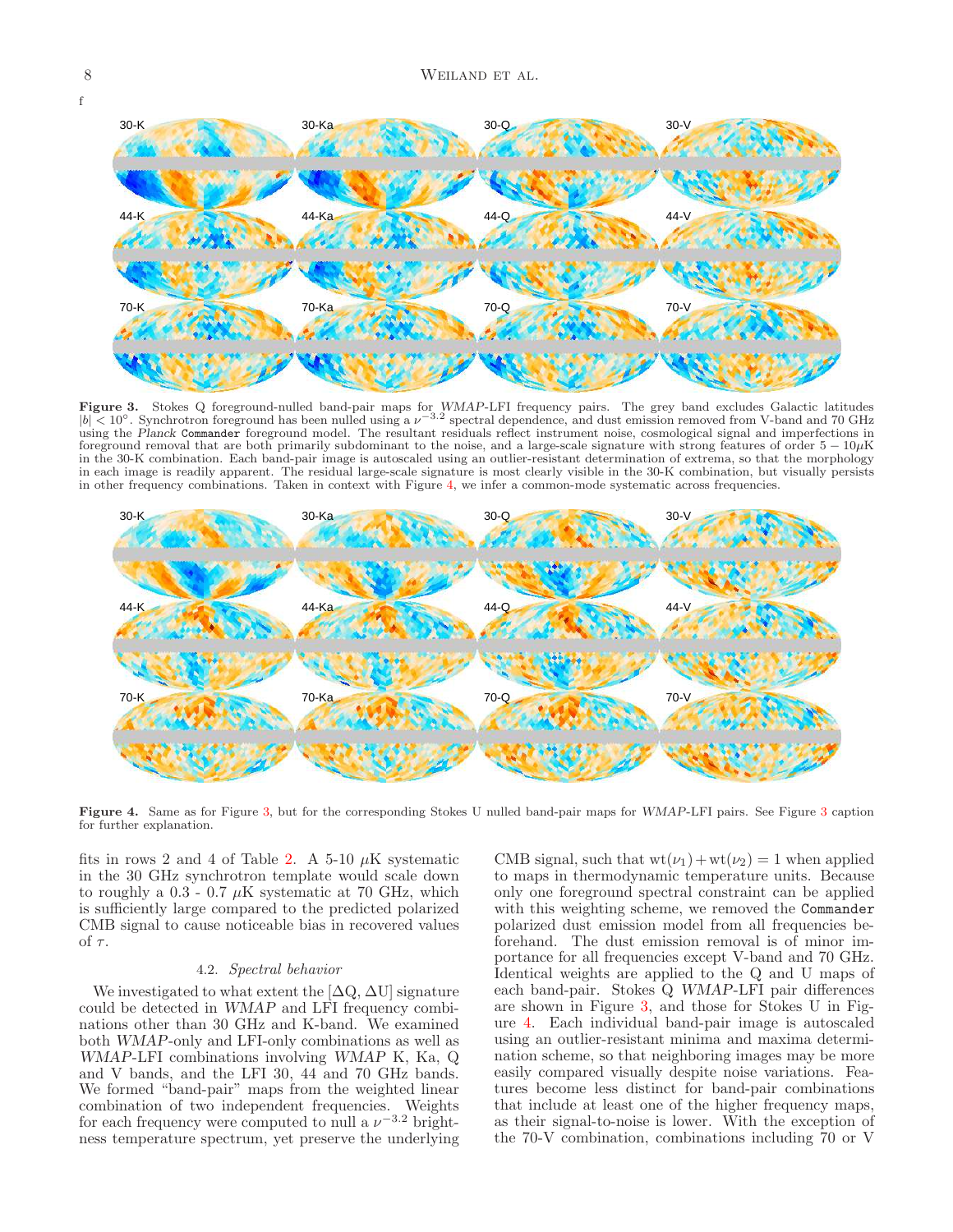f

**Figure 3.** Stokes Q foreground-nulled band-pair maps for *WMAP*-LFI frequency pairs. The grey band excludes Galactic latitudes $|b| < 10°$. Synchrotron foreground has been nulled using a $\nu^{-3.2}$ spectral dependence, and dust emission removed from V-band and 70 GHz using the *Planck* `Commander` foreground model. The resultant residuals reflect instrument noise, cosmological signal and imperfections in foreground removal that are both primarily subdominant to the noise, and a large-scale signature with strong features of order $5 - 10\mu$K in the 30-K combination. Each band-pair image is autoscaled using an outlier-resistant determination of extrema, so that the morphology in each image is readily apparent. The residual large-scale signature is most clearly visible in the 30-K combination, but visually persists in other frequency combinations. Taken in context with Figure 4, we infer a common-mode systematic across frequencies.

**Figure 4.** Same as for Figure 3, but for the corresponding Stokes U nulled band-pair maps for *WMAP*-LFI pairs. See Figure 3 caption for further explanation.

fits in rows 2 and 4 of Table 2. A 5-10 $\mu$K systematic in the 30 GHz synchrotron template would scale down to roughly a 0.3 - 0.7 $\mu$K systematic at 70 GHz, which is sufficiently large compared to the predicted polarized CMB signal to cause noticeable bias in recovered values of $\tau$.

### 4.2. *Spectral behavior*

We investigated to what extent the [$\Delta$Q, $\Delta$U] signature could be detected in *WMAP* and LFI frequency combinations other than 30 GHz and K-band. We examined both *WMAP*-only and LFI-only combinations as well as *WMAP*-LFI combinations involving *WMAP* K, Ka, Q and V bands, and the LFI 30, 44 and 70 GHz bands. We formed "band-pair" maps from the weighted linear combination of two independent frequencies. Weights for each frequency were computed to null a $\nu^{-3.2}$ brightness temperature spectrum, yet preserve the underlying CMB signal, such that $\mathrm{wt}(\nu_1) + \mathrm{wt}(\nu_2) = 1$ when applied to maps in thermodynamic temperature units. Because only one foreground spectral constraint can be applied with this weighting scheme, we removed the `Commander` polarized dust emission model from all frequencies beforehand. The dust emission removal is of minor importance for all frequencies except V-band and 70 GHz. Identical weights are applied to the Q and U maps of each band-pair. Stokes Q *WMAP*-LFI pair differences are shown in Figure 3, and those for Stokes U in Figure 4. Each individual band-pair image is autoscaled using an outlier-resistant minima and maxima determination scheme, so that neighboring images may be more easily compared visually despite noise variations. Features become less distinct for band-pair combinations that include at least one of the higher frequency maps, as their signal-to-noise is lower. With the exception of the 70-V combination, combinations including 70 or V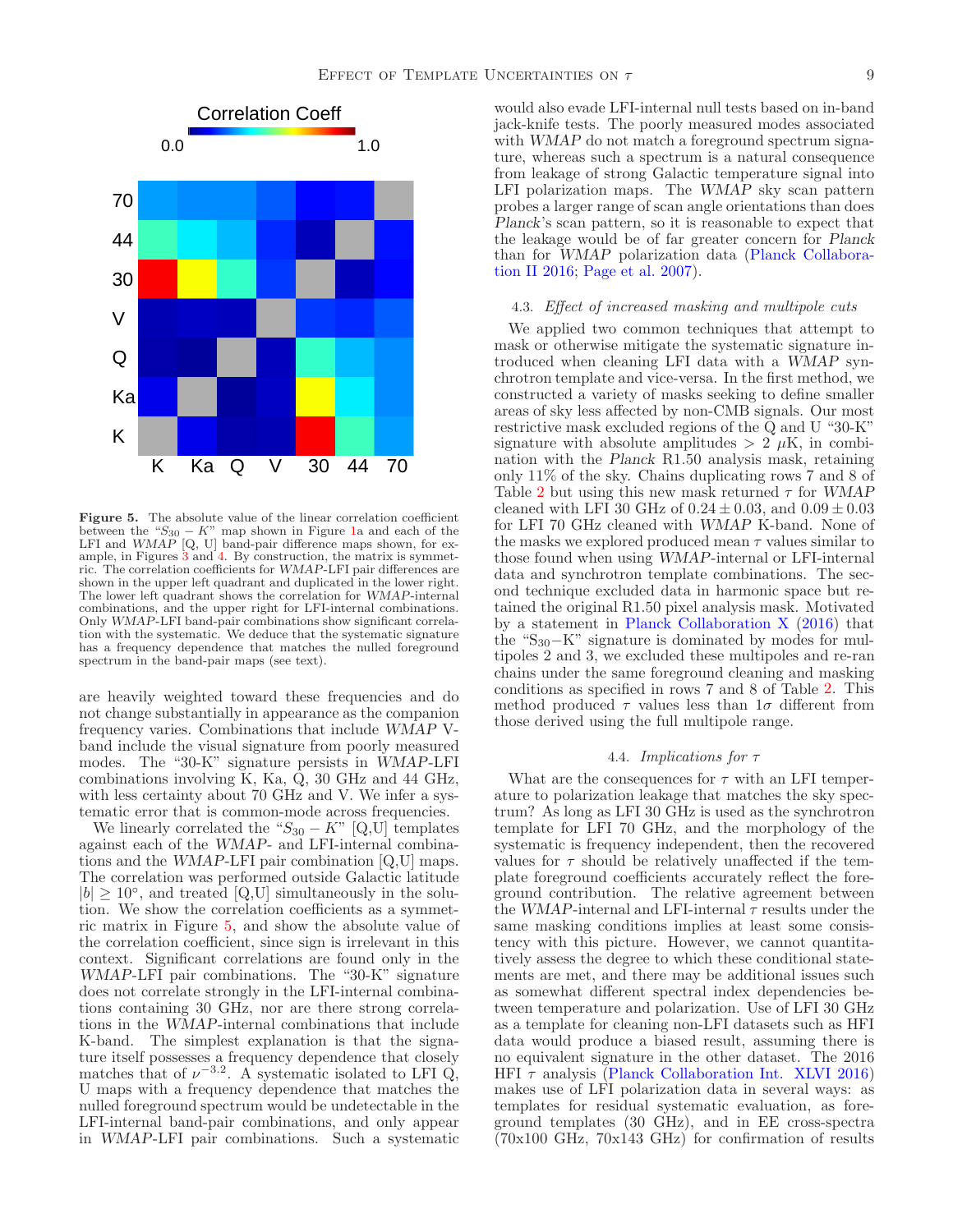**Figure 5.** The absolute value of the linear correlation coefficient between the "$S_{30} - K$" map shown in Figure 1a and each of the LFI and *WMAP* [Q, U] band-pair difference maps shown, for example, in Figures 3 and 4. By construction, the matrix is symmetric. The correlation coefficients for *WMAP*-LFI pair differences are shown in the upper left quadrant and duplicated in the lower right. The lower left quadrant shows the correlation for *WMAP*-internal combinations, and the upper right for LFI-internal combinations. Only *WMAP*-LFI band-pair combinations show significant correlation with the systematic. We deduce that the systematic signature has a frequency dependence that matches the nulled foreground spectrum in the band-pair maps (see text).

are heavily weighted toward these frequencies and do not change substantially in appearance as the companion frequency varies. Combinations that include *WMAP* V-band include the visual signature from poorly measured modes. The "30-K" signature persists in *WMAP*-LFI combinations involving K, Ka, Q, 30 GHz and 44 GHz, with less certainty about 70 GHz and V. We infer a systematic error that is common-mode across frequencies.

We linearly correlated the "$S_{30} - K$" [Q,U] templates against each of the *WMAP*- and LFI-internal combinations and the *WMAP*-LFI pair combination [Q,U] maps. The correlation was performed outside Galactic latitude $|b| \geq 10°$, and treated [Q,U] simultaneously in the solution. We show the correlation coefficients as a symmetric matrix in Figure 5, and show the absolute value of the correlation coefficient, since sign is irrelevant in this context. Significant correlations are found only in the *WMAP*-LFI pair combinations. The "30-K" signature does not correlate strongly in the LFI-internal combinations containing 30 GHz, nor are there strong correlations in the *WMAP*-internal combinations that include K-band. The simplest explanation is that the signature itself possesses a frequency dependence that closely matches that of $\nu^{-3.2}$. A systematic isolated to LFI Q, U maps with a frequency dependence that matches the nulled foreground spectrum would be undetectable in the LFI-internal band-pair combinations, and only appear in *WMAP*-LFI pair combinations. Such a systematic would also evade LFI-internal null tests based on in-band jack-knife tests. The poorly measured modes associated with *WMAP* do not match a foreground spectrum signature, whereas such a spectrum is a natural consequence from leakage of strong Galactic temperature signal into LFI polarization maps. The *WMAP* sky scan pattern probes a larger range of scan angle orientations than does *Planck*'s scan pattern, so it is reasonable to expect that the leakage would be of far greater concern for *Planck* than for *WMAP* polarization data (Planck Collaboration II 2016; Page et al. 2007).

### 4.3. *Effect of increased masking and multipole cuts*

We applied two common techniques that attempt to mask or otherwise mitigate the systematic signature introduced when cleaning LFI data with a *WMAP* synchrotron template and vice-versa. In the first method, we constructed a variety of masks seeking to define smaller areas of sky less affected by non-CMB signals. Our most restrictive mask excluded regions of the Q and U "30-K" signature with absolute amplitudes $> 2$ $\mu$K, in combination with the *Planck* R1.50 analysis mask, retaining only 11% of the sky. Chains duplicating rows 7 and 8 of Table 2 but using this new mask returned $\tau$ for *WMAP* cleaned with LFI 30 GHz of $0.24 \pm 0.03$, and $0.09 \pm 0.03$ for LFI 70 GHz cleaned with *WMAP* K-band. None of the masks we explored produced mean $\tau$ values similar to those found when using *WMAP*-internal or LFI-internal data and synchrotron template combinations. The second technique excluded data in harmonic space but retained the original R1.50 pixel analysis mask. Motivated by a statement in Planck Collaboration X (2016) that the "$S_{30}-$K" signature is dominated by modes for multipoles 2 and 3, we excluded these multipoles and re-ran chains under the same foreground cleaning and masking conditions as specified in rows 7 and 8 of Table 2. This method produced $\tau$ values less than $1\sigma$ different from those derived using the full multipole range.

### 4.4. *Implications for* $\tau$

What are the consequences for $\tau$ with an LFI temperature to polarization leakage that matches the sky spectrum? As long as LFI 30 GHz is used as the synchrotron template for LFI 70 GHz, and the morphology of the systematic is frequency independent, then the recovered values for $\tau$ should be relatively unaffected if the template foreground coefficients accurately reflect the foreground contribution. The relative agreement between the *WMAP*-internal and LFI-internal $\tau$ results under the same masking conditions implies at least some consistency with this picture. However, we cannot quantitatively assess the degree to which these conditional statements are met, and there may be additional issues such as somewhat different spectral index dependencies between temperature and polarization. Use of LFI 30 GHz as a template for cleaning non-LFI datasets such as HFI data would produce a biased result, assuming there is no equivalent signature in the other dataset. The 2016 HFI $\tau$ analysis (Planck Collaboration Int. XLVI 2016) makes use of LFI polarization data in several ways: as templates for residual systematic evaluation, as foreground templates (30 GHz), and in EE cross-spectra (70x100 GHz, 70x143 GHz) for confirmation of results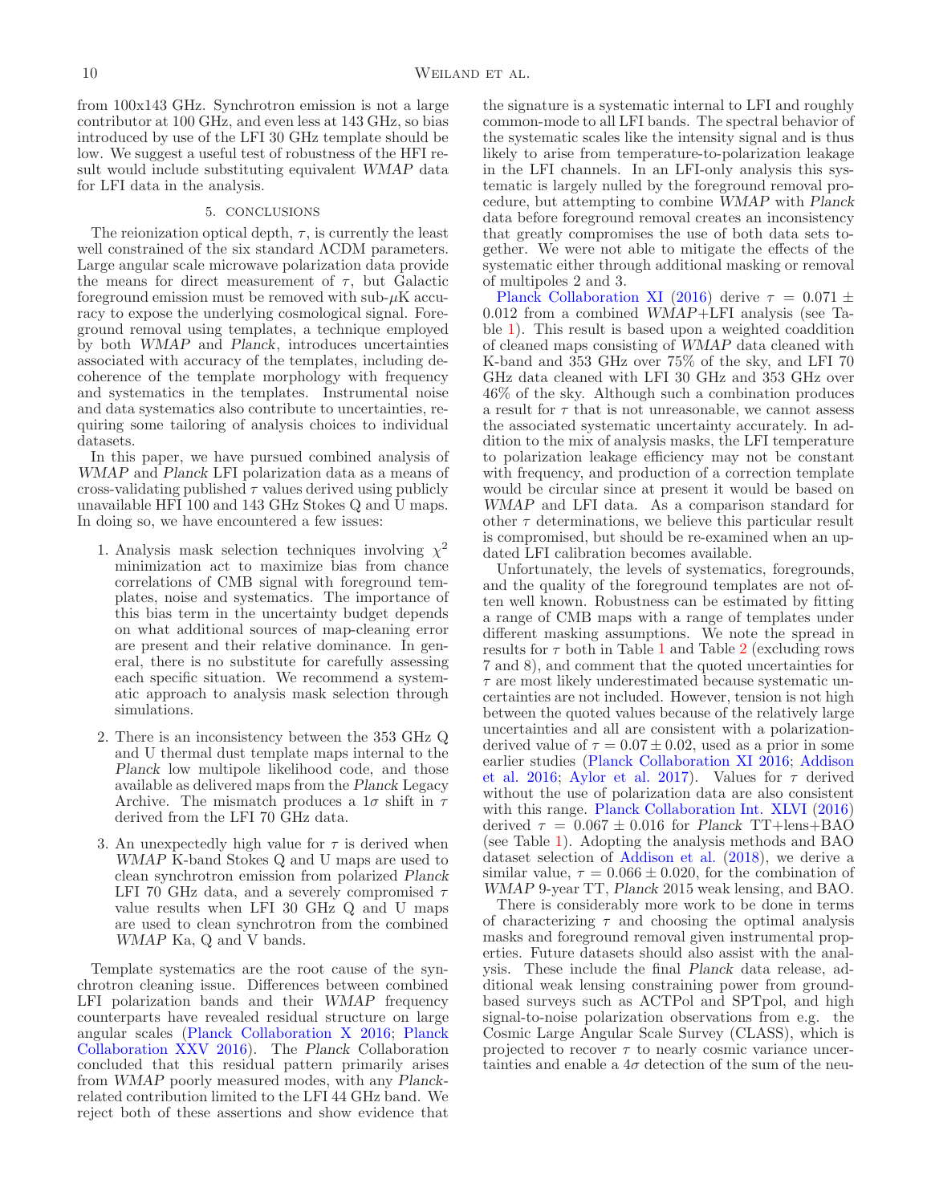from 100x143 GHz. Synchrotron emission is not a large contributor at 100 GHz, and even less at 143 GHz, so bias introduced by use of the LFI 30 GHz template should be low. We suggest a useful test of robustness of the HFI result would include substituting equivalent *WMAP* data for LFI data in the analysis.

## 5. CONCLUSIONS

The reionization optical depth, $\tau$, is currently the least well constrained of the six standard $\Lambda$CDM parameters. Large angular scale microwave polarization data provide the means for direct measurement of $\tau$, but Galactic foreground emission must be removed with sub-$\mu$K accuracy to expose the underlying cosmological signal. Foreground removal using templates, a technique employed by both *WMAP* and *Planck*, introduces uncertainties associated with accuracy of the templates, including decoherence of the template morphology with frequency and systematics in the templates. Instrumental noise and data systematics also contribute to uncertainties, requiring some tailoring of analysis choices to individual datasets.

In this paper, we have pursued combined analysis of *WMAP* and *Planck* LFI polarization data as a means of cross-validating published $\tau$ values derived using publicly unavailable HFI 100 and 143 GHz Stokes Q and U maps. In doing so, we have encountered a few issues:

1. Analysis mask selection techniques involving $\chi^2$ minimization act to maximize bias from chance correlations of CMB signal with foreground templates, noise and systematics. The importance of this bias term in the uncertainty budget depends on what additional sources of map-cleaning error are present and their relative dominance. In general, there is no substitute for carefully assessing each specific situation. We recommend a systematic approach to analysis mask selection through simulations.

2. There is an inconsistency between the 353 GHz Q and U thermal dust template maps internal to the *Planck* low multipole likelihood code, and those available as delivered maps from the *Planck* Legacy Archive. The mismatch produces a $1\sigma$ shift in $\tau$ derived from the LFI 70 GHz data.

3. An unexpectedly high value for $\tau$ is derived when *WMAP* K-band Stokes Q and U maps are used to clean synchrotron emission from polarized *Planck* LFI 70 GHz data, and a severely compromised $\tau$ value results when LFI 30 GHz Q and U maps are used to clean synchrotron from the combined *WMAP* Ka, Q and V bands.

Template systematics are the root cause of the synchrotron cleaning issue. Differences between combined LFI polarization bands and their *WMAP* frequency counterparts have revealed residual structure on large angular scales (Planck Collaboration X 2016; Planck Collaboration XXV 2016). The *Planck* Collaboration concluded that this residual pattern primarily arises from *WMAP* poorly measured modes, with any *Planck*-related contribution limited to the LFI 44 GHz band. We reject both of these assertions and show evidence that the signature is a systematic internal to LFI and roughly common-mode to all LFI bands. The spectral behavior of the systematic scales like the intensity signal and is thus likely to arise from temperature-to-polarization leakage in the LFI channels. In an LFI-only analysis this systematic is largely nulled by the foreground removal procedure, but attempting to combine *WMAP* with *Planck* data before foreground removal creates an inconsistency that greatly compromises the use of both data sets together. We were not able to mitigate the effects of the systematic either through additional masking or removal of multipoles 2 and 3.

Planck Collaboration XI (2016) derive $\tau = 0.071 \pm 0.012$ from a combined *WMAP*+LFI analysis (see Table 1). This result is based upon a weighted coaddition of cleaned maps consisting of *WMAP* data cleaned with K-band and 353 GHz over 75% of the sky, and LFI 70 GHz data cleaned with LFI 30 GHz and 353 GHz over 46% of the sky. Although such a combination produces a result for $\tau$ that is not unreasonable, we cannot assess the associated systematic uncertainty accurately. In addition to the mix of analysis masks, the LFI temperature to polarization leakage efficiency may not be constant with frequency, and production of a correction template would be circular since at present it would be based on *WMAP* and LFI data. As a comparison standard for other $\tau$ determinations, we believe this particular result is compromised, but should be re-examined when an updated LFI calibration becomes available.

Unfortunately, the levels of systematics, foregrounds, and the quality of the foreground templates are not often well known. Robustness can be estimated by fitting a range of CMB maps with a range of templates under different masking assumptions. We note the spread in results for $\tau$ both in Table 1 and Table 2 (excluding rows 7 and 8), and comment that the quoted uncertainties for $\tau$ are most likely underestimated because systematic uncertainties are not included. However, tension is not high between the quoted values because of the relatively large uncertainties and all are consistent with a polarization-derived value of $\tau = 0.07 \pm 0.02$, used as a prior in some earlier studies (Planck Collaboration XI 2016; Addison et al. 2016; Aylor et al. 2017). Values for $\tau$ derived without the use of polarization data are also consistent with this range. Planck Collaboration Int. XLVI (2016) derived $\tau = 0.067 \pm 0.016$ for *Planck* TT+lens+BAO (see Table 1). Adopting the analysis methods and BAO dataset selection of Addison et al. (2018), we derive a similar value, $\tau = 0.066 \pm 0.020$, for the combination of *WMAP* 9-year TT, *Planck* 2015 weak lensing, and BAO.

There is considerably more work to be done in terms of characterizing $\tau$ and choosing the optimal analysis masks and foreground removal given instrumental properties. Future datasets should also assist with the analysis. These include the final *Planck* data release, additional weak lensing constraining power from ground-based surveys such as ACTPol and SPTpol, and high signal-to-noise polarization observations from e.g. the Cosmic Large Angular Scale Survey (CLASS), which is projected to recover $\tau$ to nearly cosmic variance uncertainties and enable a $4\sigma$ detection of the sum of the neu-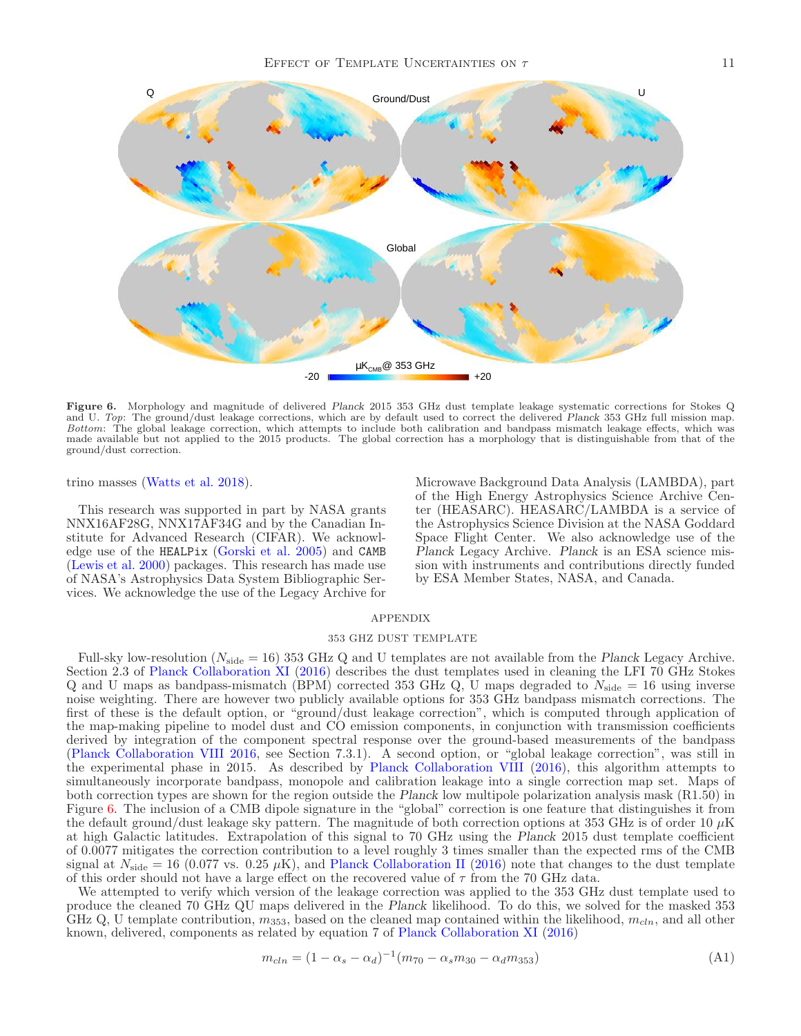Figure 6. Morphology and magnitude of delivered *Planck* 2015 353 GHz dust template leakage systematic corrections for Stokes Q and U. *Top*: The ground/dust leakage corrections, which are by default used to correct the delivered *Planck* 353 GHz full mission map. *Bottom*: The global leakage correction, which attempts to include both calibration and bandpass mismatch leakage effects, which was made available but not applied to the 2015 products. The global correction has a morphology that is distinguishable from that of the ground/dust correction.

trino masses (Watts et al. 2018).

This research was supported in part by NASA grants NNX16AF28G, NNX17AF34G and by the Canadian Institute for Advanced Research (CIFAR). We acknowledge use of the `HEALPix` (Gorski et al. 2005) and `CAMB` (Lewis et al. 2000) packages. This research has made use of NASA's Astrophysics Data System Bibliographic Services. We acknowledge the use of the Legacy Archive for Microwave Background Data Analysis (LAMBDA), part of the High Energy Astrophysics Science Archive Center (HEASARC). HEASARC/LAMBDA is a service of the Astrophysics Science Division at the NASA Goddard Space Flight Center. We also acknowledge use of the *Planck* Legacy Archive. *Planck* is an ESA science mission with instruments and contributions directly funded by ESA Member States, NASA, and Canada.

# APPENDIX

## 353 GHZ DUST TEMPLATE

Full-sky low-resolution ($N_{\rm side} = 16$) 353 GHz Q and U templates are not available from the *Planck* Legacy Archive. Section 2.3 of Planck Collaboration XI (2016) describes the dust templates used in cleaning the LFI 70 GHz Stokes Q and U maps as bandpass-mismatch (BPM) corrected 353 GHz Q, U maps degraded to $N_{\rm side} = 16$ using inverse noise weighting. There are however two publicly available options for 353 GHz bandpass mismatch corrections. The first of these is the default option, or "ground/dust leakage correction", which is computed through application of the map-making pipeline to model dust and CO emission components, in conjunction with transmission coefficients derived by integration of the component spectral response over the ground-based measurements of the bandpass (Planck Collaboration VIII 2016, see Section 7.3.1). A second option, or "global leakage correction", was still in the experimental phase in 2015. As described by Planck Collaboration VIII (2016), this algorithm attempts to simultaneously incorporate bandpass, monopole and calibration leakage into a single correction map set. Maps of both correction types are shown for the region outside the *Planck* low multipole polarization analysis mask (R1.50) in Figure 6. The inclusion of a CMB dipole signature in the "global" correction is one feature that distinguishes it from the default ground/dust leakage sky pattern. The magnitude of both correction options at 353 GHz is of order 10 $\mu$K at high Galactic latitudes. Extrapolation of this signal to 70 GHz using the *Planck* 2015 dust template coefficient of 0.0077 mitigates the correction contribution to a level roughly 3 times smaller than the expected rms of the CMB signal at $N_{\rm side} = 16$ (0.077 vs. 0.25 $\mu$K), and Planck Collaboration II (2016) note that changes to the dust template of this order should not have a large effect on the recovered value of $\tau$ from the 70 GHz data.

We attempted to verify which version of the leakage correction was applied to the 353 GHz dust template used to produce the cleaned 70 GHz QU maps delivered in the *Planck* likelihood. To do this, we solved for the masked 353 GHz Q, U template contribution, $m_{353}$, based on the cleaned map contained within the likelihood, $m_{cln}$, and all other known, delivered, components as related by equation 7 of Planck Collaboration XI (2016)

$$m_{cln} = (1 - \alpha_s - \alpha_d)^{-1}(m_{70} - \alpha_s m_{30} - \alpha_d m_{353}) \tag{A1}$$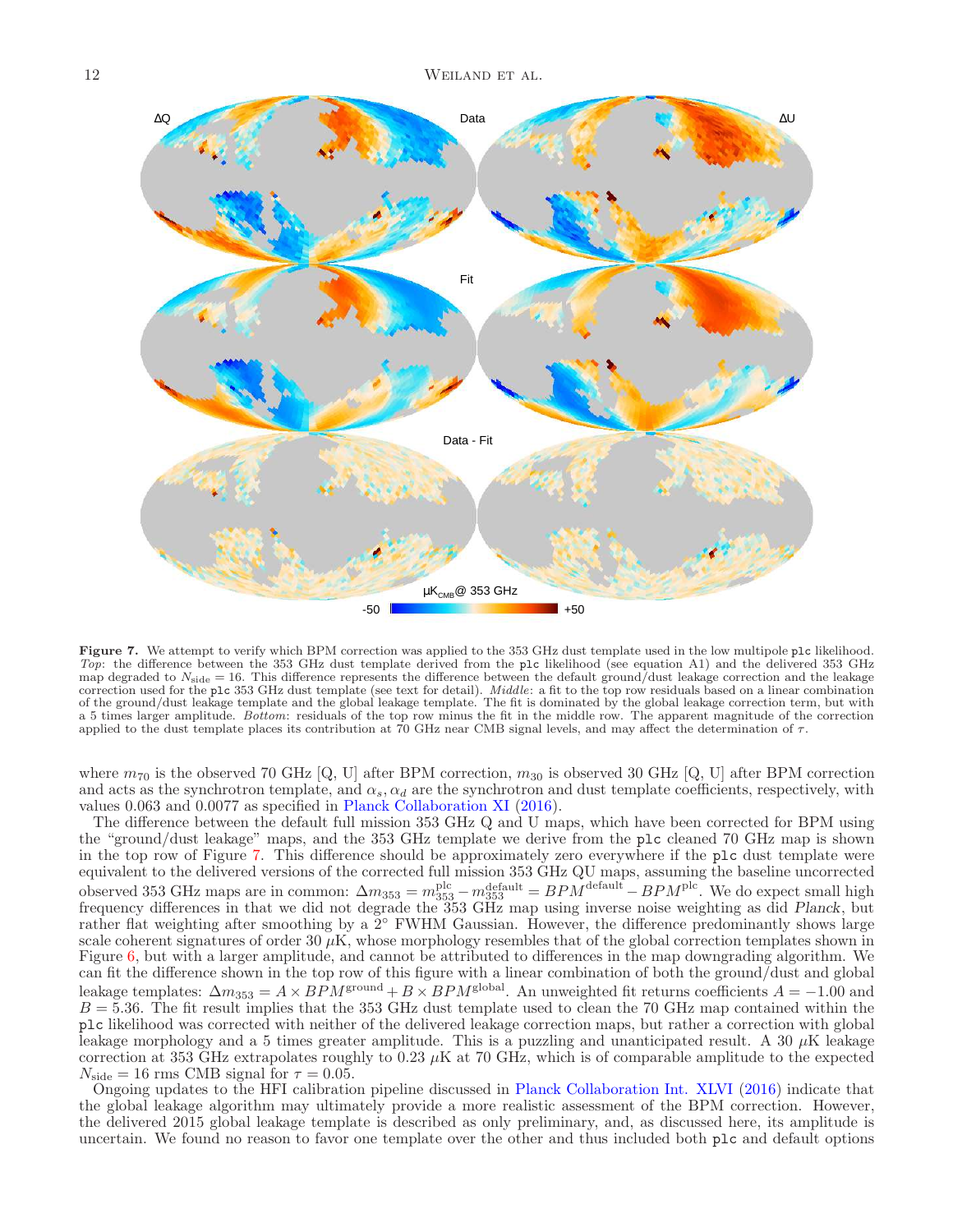**Figure 7.** We attempt to verify which BPM correction was applied to the 353 GHz dust template used in the low multipole `plc` likelihood. *Top*: the difference between the 353 GHz dust template derived from the `plc` likelihood (see equation A1) and the delivered 353 GHz map degraded to $N_{\rm side} = 16$. This difference represents the difference between the default ground/dust leakage correction and the leakage correction used for the `plc` 353 GHz dust template (see text for detail). *Middle*: a fit to the top row residuals based on a linear combination of the ground/dust leakage template and the global leakage template. The fit is dominated by the global leakage correction term, but with a 5 times larger amplitude. *Bottom*: residuals of the top row minus the fit in the middle row. The apparent magnitude of the correction applied to the dust template places its contribution at 70 GHz near CMB signal levels, and may affect the determination of $\tau$.

where $m_{70}$ is the observed 70 GHz [Q, U] after BPM correction, $m_{30}$ is observed 30 GHz [Q, U] after BPM correction and acts as the synchrotron template, and $\alpha_s, \alpha_d$ are the synchrotron and dust template coefficients, respectively, with values 0.063 and 0.0077 as specified in Planck Collaboration XI (2016).

The difference between the default full mission 353 GHz Q and U maps, which have been corrected for BPM using the "ground/dust leakage" maps, and the 353 GHz template we derive from the `plc` cleaned 70 GHz map is shown in the top row of Figure 7. This difference should be approximately zero everywhere if the `plc` dust template were equivalent to the delivered versions of the corrected full mission 353 GHz QU maps, assuming the baseline uncorrected observed 353 GHz maps are in common: $\Delta m_{353} = m_{353}^{\rm plc} - m_{353}^{\rm default} = BPM^{\rm default} - BPM^{\rm plc}$. We do expect small high frequency differences in that we did not degrade the 353 GHz map using inverse noise weighting as did *Planck*, but rather flat weighting after smoothing by a $2^\circ$ FWHM Gaussian. However, the difference predominantly shows large scale coherent signatures of order 30 $\mu$K, whose morphology resembles that of the global correction templates shown in Figure 6, but with a larger amplitude, and cannot be attributed to differences in the map downgrading algorithm. We can fit the difference shown in the top row of this figure with a linear combination of both the ground/dust and global leakage templates: $\Delta m_{353} = A \times BPM^{\rm ground} + B \times BPM^{\rm global}$. An unweighted fit returns coefficients $A = -1.00$ and $B = 5.36$. The fit result implies that the 353 GHz dust template used to clean the 70 GHz map contained within the `plc` likelihood was corrected with neither of the delivered leakage correction maps, but rather a correction with global leakage morphology and a 5 times greater amplitude. This is a puzzling and unanticipated result. A 30 $\mu$K leakage correction at 353 GHz extrapolates roughly to 0.23 $\mu$K at 70 GHz, which is of comparable amplitude to the expected $N_{\rm side} = 16$ rms CMB signal for $\tau = 0.05$.

Ongoing updates to the HFI calibration pipeline discussed in Planck Collaboration Int. XLVI (2016) indicate that the global leakage algorithm may ultimately provide a more realistic assessment of the BPM correction. However, the delivered 2015 global leakage template is described as only preliminary, and, as discussed here, its amplitude is uncertain. We found no reason to favor one template over the other and thus included both `plc` and default options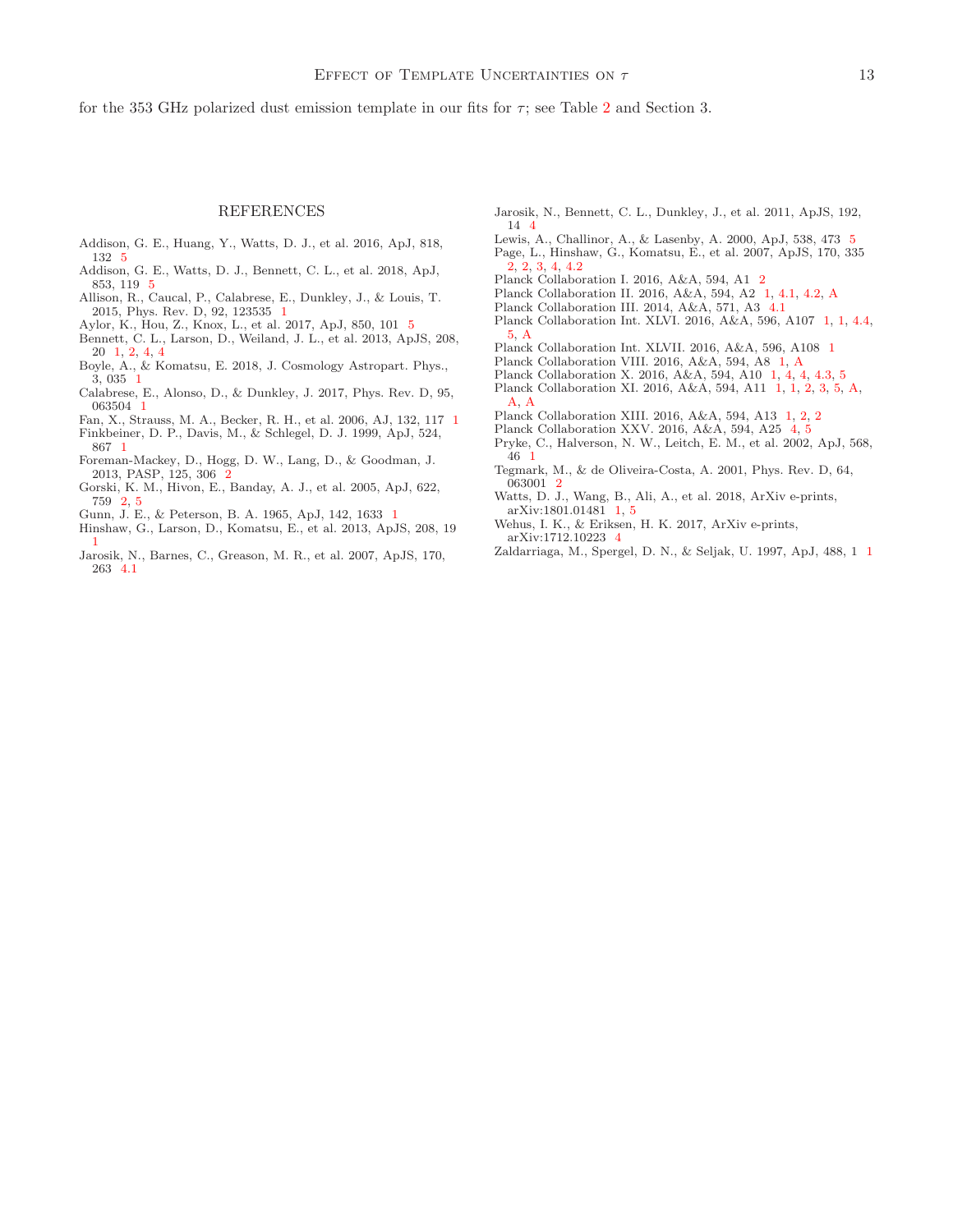for the 353 GHz polarized dust emission template in our fits for $\tau$; see Table 2 and Section 3.

## REFERENCES

Addison, G. E., Huang, Y., Watts, D. J., et al. 2016, ApJ, 818, 132 5

Addison, G. E., Watts, D. J., Bennett, C. L., et al. 2018, ApJ, 853, 119 5

Allison, R., Caucal, P., Calabrese, E., Dunkley, J., & Louis, T. 2015, Phys. Rev. D, 92, 123535 1

Aylor, K., Hou, Z., Knox, L., et al. 2017, ApJ, 850, 101 5

Bennett, C. L., Larson, D., Weiland, J. L., et al. 2013, ApJS, 208, 20 1, 2, 4, 4

Boyle, A., & Komatsu, E. 2018, J. Cosmology Astropart. Phys., 3, 035 1

Calabrese, E., Alonso, D., & Dunkley, J. 2017, Phys. Rev. D, 95, 063504 1

Fan, X., Strauss, M. A., Becker, R. H., et al. 2006, AJ, 132, 117 1

Finkbeiner, D. P., Davis, M., & Schlegel, D. J. 1999, ApJ, 524, 867 1

Foreman-Mackey, D., Hogg, D. W., Lang, D., & Goodman, J. 2013, PASP, 125, 306 2

Gorski, K. M., Hivon, E., Banday, A. J., et al. 2005, ApJ, 622, 759 2, 5

Gunn, J. E., & Peterson, B. A. 1965, ApJ, 142, 1633 1

Hinshaw, G., Larson, D., Komatsu, E., et al. 2013, ApJS, 208, 19 1

Jarosik, N., Barnes, C., Greason, M. R., et al. 2007, ApJS, 170, 263 4.1

Jarosik, N., Bennett, C. L., Dunkley, J., et al. 2011, ApJS, 192, 14 4

Lewis, A., Challinor, A., & Lasenby, A. 2000, ApJ, 538, 473 5

Page, L., Hinshaw, G., Komatsu, E., et al. 2007, ApJS, 170, 335 2, 2, 3, 4, 4.2

Planck Collaboration I. 2016, A&A, 594, A1 2

Planck Collaboration II. 2016, A&A, 594, A2 1, 4.1, 4.2, A

Planck Collaboration III. 2014, A&A, 571, A3 4.1

Planck Collaboration Int. XLVI. 2016, A&A, 596, A107 1, 1, 4.4, 5, A

Planck Collaboration Int. XLVII. 2016, A&A, 596, A108 1

Planck Collaboration VIII. 2016, A&A, 594, A8 1, A

Planck Collaboration X. 2016, A&A, 594, A10 1, 4, 4, 4.3, 5

Planck Collaboration XI. 2016, A&A, 594, A11 1, 1, 2, 3, 5, A, A, A

Planck Collaboration XIII. 2016, A&A, 594, A13 1, 2, 2

Planck Collaboration XXV. 2016, A&A, 594, A25 4, 5

Pryke, C., Halverson, N. W., Leitch, E. M., et al. 2002, ApJ, 568, 46 1

Tegmark, M., & de Oliveira-Costa, A. 2001, Phys. Rev. D, 64, 063001 2

Watts, D. J., Wang, B., Ali, A., et al. 2018, ArXiv e-prints, arXiv:1801.01481 1, 5

Wehus, I. K., & Eriksen, H. K. 2017, ArXiv e-prints, arXiv:1712.10223 4

Zaldarriaga, M., Spergel, D. N., & Seljak, U. 1997, ApJ, 488, 1 1